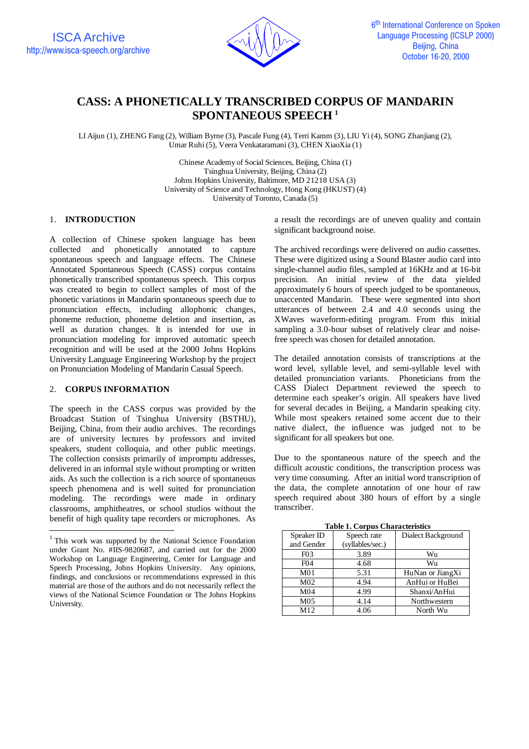ISCA Archive
http://www.isca-speech.org/archive

6th International Conference on Spoken Language Processing (ICSLP 2000)
Beijing, China
October 16-20, 2000

# CASS: A PHONETICALLY TRANSCRIBED CORPUS OF MANDARIN SPONTANEOUS SPEECH [1]

LI Aijun (1), ZHENG Fang (2), William Byrne (3), Pascale Fung (4), Terri Kamm (3), LIU Yi (4), SONG Zhanjiang (2), Umar Ruhi (5), Veera Venkataramani (3), CHEN XiaoXia (1)

Chinese Academy of Social Sciences, Beijing, China (1)
Tsinghua University, Beijing, China (2)
Johns Hopkins University, Baltimore, MD 21218 USA (3)
University of Science and Technology, Hong Kong (HKUST) (4)
University of Toronto, Canada (5)

## 1. INTRODUCTION

A collection of Chinese spoken language has been collected and phonetically annotated to capture spontaneous speech and language effects. The Chinese Annotated Spontaneous Speech (CASS) corpus contains phonetically transcribed spontaneous speech. This corpus was created to begin to collect samples of most of the phonetic variations in Mandarin spontaneous speech due to pronunciation effects, including allophonic changes, phoneme reduction, phoneme deletion and insertion, as well as duration changes. It is intended for use in pronunciation modeling for improved automatic speech recognition and will be used at the 2000 Johns Hopkins University Language Engineering Workshop by the project on Pronunciation Modeling of Mandarin Casual Speech.

## 2. CORPUS INFORMATION

The speech in the CASS corpus was provided by the Broadcast Station of Tsinghua University (BSTHU), Beijing, China, from their audio archives. The recordings are of university lectures by professors and invited speakers, student colloquia, and other public meetings. The collection consists primarily of impromptu addresses, delivered in an informal style without prompting or written aids. As such the collection is a rich source of spontaneous speech phenomena and is well suited for pronunciation modeling. The recordings were made in ordinary classrooms, amphitheatres, or school studios without the benefit of high quality tape recorders or microphones. As a result the recordings are of uneven quality and contain significant background noise.

The archived recordings were delivered on audio cassettes. These were digitized using a Sound Blaster audio card into single-channel audio files, sampled at 16KHz and at 16-bit precision. An initial review of the data yielded approximately 6 hours of speech judged to be spontaneous, unaccented Mandarin. These were segmented into short utterances of between 2.4 and 4.0 seconds using the XWaves waveform-editing program. From this initial sampling a 3.0-hour subset of relatively clear and noise-free speech was chosen for detailed annotation.

The detailed annotation consists of transcriptions at the word level, syllable level, and semi-syllable level with detailed pronunciation variants. Phoneticians from the CASS Dialect Department reviewed the speech to determine each speaker's origin. All speakers have lived for several decades in Beijing, a Mandarin speaking city. While most speakers retained some accent due to their native dialect, the influence was judged not to be significant for all speakers but one.

Due to the spontaneous nature of the speech and the difficult acoustic conditions, the transcription process was very time consuming. After an initial word transcription of the data, the complete annotation of one hour of raw speech required about 380 hours of effort by a single transcriber.

**Table 1. Corpus Characteristics**

| Speaker ID and Gender | Speech rate (syllables/sec.) | Dialect Background |
|---|---|---|
| F03 | 3.89 | Wu |
| F04 | 4.68 | Wu |
| M01 | 5.31 | HuNan or JiangXi |
| M02 | 4.94 | AnHui or HuBei |
| M04 | 4.99 | Shanxi/AnHui |
| M05 | 4.14 | Northwestern |
| M12 | 4.06 | North Wu |

[1] This work was supported by the National Science Foundation under Grant No. #IIS-9820687, and carried out for the 2000 Workshop on Language Engineering, Center for Language and Speech Processing, Johns Hopkins University. Any opinions, findings, and conclusions or recommendations expressed in this material are those of the authors and do not necessarily reflect the views of the National Science Foundation or The Johns Hopkins University.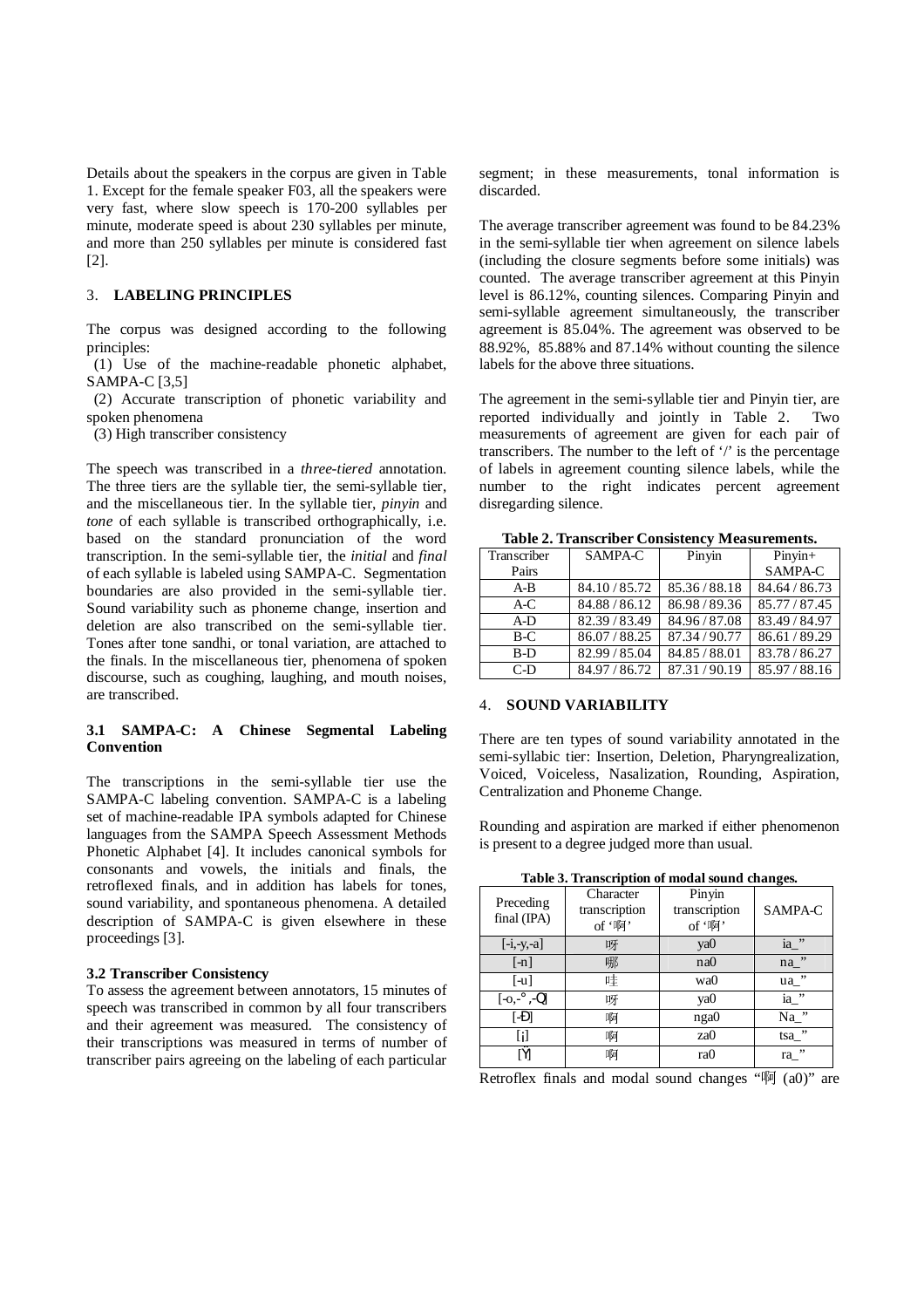Details about the speakers in the corpus are given in Table 1. Except for the female speaker F03, all the speakers were very fast, where slow speech is 170-200 syllables per minute, moderate speed is about 230 syllables per minute, and more than 250 syllables per minute is considered fast [2].

## 3. LABELING PRINCIPLES

The corpus was designed according to the following principles:

(1) Use of the machine-readable phonetic alphabet, SAMPA-C [3,5]

(2) Accurate transcription of phonetic variability and spoken phenomena

(3) High transcriber consistency

The speech was transcribed in a *three-tiered* annotation. The three tiers are the syllable tier, the semi-syllable tier, and the miscellaneous tier. In the syllable tier, *pinyin* and *tone* of each syllable is transcribed orthographically, i.e. based on the standard pronunciation of the word transcription. In the semi-syllable tier, the *initial* and *final* of each syllable is labeled using SAMPA-C. Segmentation boundaries are also provided in the semi-syllable tier. Sound variability such as phoneme change, insertion and deletion are also transcribed on the semi-syllable tier. Tones after tone sandhi, or tonal variation, are attached to the finals. In the miscellaneous tier, phenomena of spoken discourse, such as coughing, laughing, and mouth noises, are transcribed.

### 3.1 SAMPA-C: A Chinese Segmental Labeling Convention

The transcriptions in the semi-syllable tier use the SAMPA-C labeling convention. SAMPA-C is a labeling set of machine-readable IPA symbols adapted for Chinese languages from the SAMPA Speech Assessment Methods Phonetic Alphabet [4]. It includes canonical symbols for consonants and vowels, the initials and finals, the retroflexed finals, and in addition has labels for tones, sound variability, and spontaneous phenomena. A detailed description of SAMPA-C is given elsewhere in these proceedings [3].

### 3.2 Transcriber Consistency

To assess the agreement between annotators, 15 minutes of speech was transcribed in common by all four transcribers and their agreement was measured. The consistency of their transcriptions was measured in terms of number of transcriber pairs agreeing on the labeling of each particular segment; in these measurements, tonal information is discarded.

The average transcriber agreement was found to be 84.23% in the semi-syllable tier when agreement on silence labels (including the closure segments before some initials) was counted. The average transcriber agreement at this Pinyin level is 86.12%, counting silences. Comparing Pinyin and semi-syllable agreement simultaneously, the transcriber agreement is 85.04%. The agreement was observed to be 88.92%, 85.88% and 87.14% without counting the silence labels for the above three situations.

The agreement in the semi-syllable tier and Pinyin tier, are reported individually and jointly in Table 2. Two measurements of agreement are given for each pair of transcribers. The number to the left of '/' is the percentage of labels in agreement counting silence labels, while the number to the right indicates percent agreement disregarding silence.

**Table 2. Transcriber Consistency Measurements.**

| Transcriber Pairs | SAMPA-C | Pinyin | Pinyin+ SAMPA-C |
|---|---|---|---|
| A-B | 84.10 / 85.72 | 85.36 / 88.18 | 84.64 / 86.73 |
| A-C | 84.88 / 86.12 | 86.98 / 89.36 | 85.77 / 87.45 |
| A-D | 82.39 / 83.49 | 84.96 / 87.08 | 83.49 / 84.97 |
| B-C | 86.07 / 88.25 | 87.34 / 90.77 | 86.61 / 89.29 |
| B-D | 82.99 / 85.04 | 84.85 / 88.01 | 83.78 / 86.27 |
| C-D | 84.97 / 86.72 | 87.31 / 90.19 | 85.97 / 88.16 |

## 4. SOUND VARIABILITY

There are ten types of sound variability annotated in the semi-syllabic tier: Insertion, Deletion, Pharyngrealization, Voiced, Voiceless, Nasalization, Rounding, Aspiration, Centralization and Phoneme Change.

Rounding and aspiration are marked if either phenomenon is present to a degree judged more than usual.

**Table 3. Transcription of modal sound changes.**

| Preceding final (IPA) | Character transcription of '啊' | Pinyin transcription of '啊' | SAMPA-C |
|---|---|---|---|
| [-i,-y,-a] | 呀 | ya0 | ia_" |
| [-n] | 哪 | na0 | na_" |
| [-u] | 哇 | wa0 | ua_" |
| [-o,-°,-Q] | 呀 | ya0 | ia_" |
| [-Ð] | 啊 | nga0 | Na_" |
| [¡] | 啊 | za0 | tsa_" |
| [Ÿ] | 啊 | ra0 | ra_" |

Retroflex finals and modal sound changes "啊 (a0)" are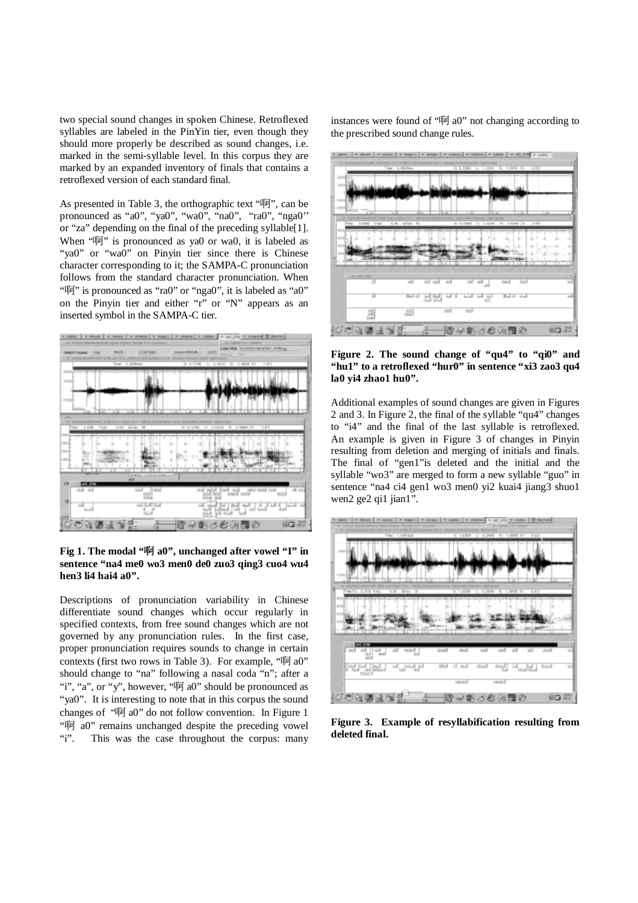two special sound changes in spoken Chinese. Retroflexed syllables are labeled in the PinYin tier, even though they should more properly be described as sound changes, i.e. marked in the semi-syllable level. In this corpus they are marked by an expanded inventory of finals that contains a retroflexed version of each standard final.

As presented in Table 3, the orthographic text "啊", can be pronounced as "a0", "ya0", "wa0", "na0", "ra0", "nga0'' or "za" depending on the final of the preceding syllable[1]. When "啊" is pronounced as ya0 or wa0, it is labeled as "ya0" or "wa0" on Pinyin tier since there is Chinese character corresponding to it; the SAMPA-C pronunciation follows from the standard character pronunciation. When "啊" is pronounced as "ra0" or "nga0", it is labeled as "a0" on the Pinyin tier and either "r" or "N" appears as an inserted symbol in the SAMPA-C tier.

**Fig 1. The modal "啊 a0", unchanged after vowel "I" in sentence "na4 me0 wo3 men0 de0 zuo3 qing3 cuo4 wu4 hen3 li4 hai4 a0".**

Descriptions of pronunciation variability in Chinese differentiate sound changes which occur regularly in specified contexts, from free sound changes which are not governed by any pronunciation rules. In the first case, proper pronunciation requires sounds to change in certain contexts (first two rows in Table 3). For example, "啊 a0" should change to "na" following a nasal coda "n"; after a "i", "a", or "y", however, "啊 a0" should be pronounced as "ya0". It is interesting to note that in this corpus the sound changes of "啊 a0" do not follow convention. In Figure 1 "啊 a0" remains unchanged despite the preceding vowel "i". This was the case throughout the corpus: many instances were found of "啊 a0" not changing according to the prescribed sound change rules.

**Figure 2. The sound change of "qu4" to "qi0" and "hu1" to a retroflexed "hur0" in sentence "xi3 zao3 qu4 la0 yi4 zhao1 hu0".**

Additional examples of sound changes are given in Figures 2 and 3. In Figure 2, the final of the syllable "qu4" changes to "i4" and the final of the last syllable is retroflexed. An example is given in Figure 3 of changes in Pinyin resulting from deletion and merging of initials and finals. The final of "gen1"is deleted and the initial and the syllable "wo3" are merged to form a new syllable "guo" in sentence "na4 ci4 gen1 wo3 men0 yi2 kuai4 jiang3 shuo1 wen2 ge2 qi1 jian1".

**Figure 3. Example of resyllabification resulting from deleted final.**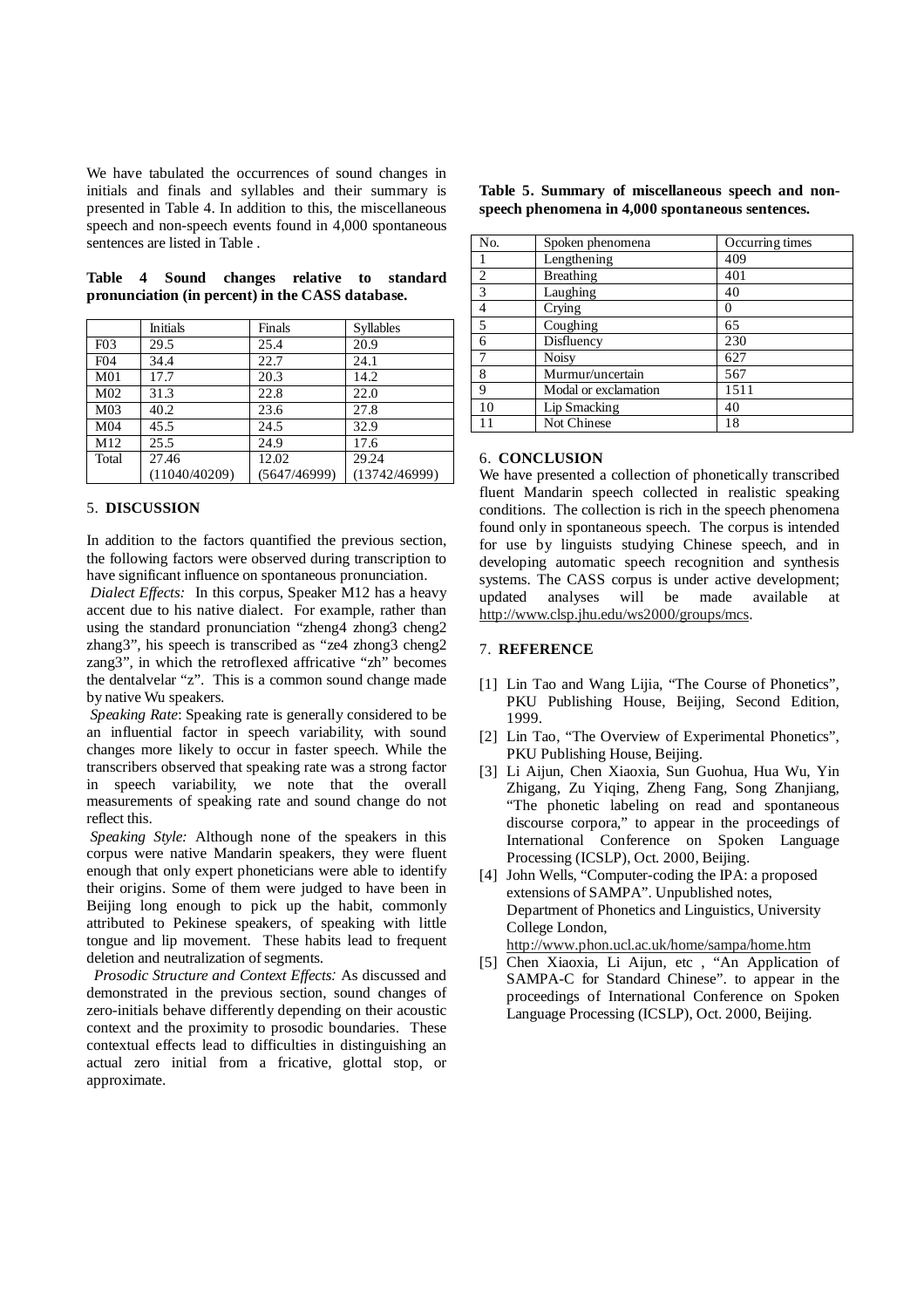We have tabulated the occurrences of sound changes in initials and finals and syllables and their summary is presented in Table 4. In addition to this, the miscellaneous speech and non-speech events found in 4,000 spontaneous sentences are listed in Table .

**Table 4 Sound changes relative to standard pronunciation (in percent) in the CASS database.**

| | Initials | Finals | Syllables |
|---|---|---|---|
| F03 | 29.5 | 25.4 | 20.9 |
| F04 | 34.4 | 22.7 | 24.1 |
| M01 | 17.7 | 20.3 | 14.2 |
| M02 | 31.3 | 22.8 | 22.0 |
| M03 | 40.2 | 23.6 | 27.8 |
| M04 | 45.5 | 24.5 | 32.9 |
| M12 | 25.5 | 24.9 | 17.6 |
| Total | 27.46 (11040/40209) | 12.02 (5647/46999) | 29.24 (13742/46999) |

## 5. DISCUSSION

In addition to the factors quantified the previous section, the following factors were observed during transcription to have significant influence on spontaneous pronunciation.

*Dialect Effects:* In this corpus, Speaker M12 has a heavy accent due to his native dialect. For example, rather than using the standard pronunciation "zheng4 zhong3 cheng2 zhang3", his speech is transcribed as "ze4 zhong3 cheng2 zang3", in which the retroflexed affricative "zh" becomes the dentalvelar "z". This is a common sound change made by native Wu speakers.

*Speaking Rate*: Speaking rate is generally considered to be an influential factor in speech variability, with sound changes more likely to occur in faster speech. While the transcribers observed that speaking rate was a strong factor in speech variability, we note that the overall measurements of speaking rate and sound change do not reflect this.

*Speaking Style:* Although none of the speakers in this corpus were native Mandarin speakers, they were fluent enough that only expert phoneticians were able to identify their origins. Some of them were judged to have been in Beijing long enough to pick up the habit, commonly attributed to Pekinese speakers, of speaking with little tongue and lip movement. These habits lead to frequent deletion and neutralization of segments.

*Prosodic Structure and Context Effects:* As discussed and demonstrated in the previous section, sound changes of zero-initials behave differently depending on their acoustic context and the proximity to prosodic boundaries. These contextual effects lead to difficulties in distinguishing an actual zero initial from a fricative, glottal stop, or approximate.

**Table 5. Summary of miscellaneous speech and non-speech phenomena in 4,000 spontaneous sentences.**

| No. | Spoken phenomena | Occurring times |
|---|---|---|
| 1 | Lengthening | 409 |
| 2 | Breathing | 401 |
| 3 | Laughing | 40 |
| 4 | Crying | 0 |
| 5 | Coughing | 65 |
| 6 | Disfluency | 230 |
| 7 | Noisy | 627 |
| 8 | Murmur/uncertain | 567 |
| 9 | Modal or exclamation | 1511 |
| 10 | Lip Smacking | 40 |
| 11 | Not Chinese | 18 |

## 6. CONCLUSION

We have presented a collection of phonetically transcribed fluent Mandarin speech collected in realistic speaking conditions. The collection is rich in the speech phenomena found only in spontaneous speech. The corpus is intended for use by linguists studying Chinese speech, and in developing automatic speech recognition and synthesis systems. The CASS corpus is under active development; updated analyses will be made available at http://www.clsp.jhu.edu/ws2000/groups/mcs.

## 7. REFERENCE

[1] Lin Tao and Wang Lijia, "The Course of Phonetics", PKU Publishing House, Beijing, Second Edition, 1999.

[2] Lin Tao, "The Overview of Experimental Phonetics", PKU Publishing House, Beijing.

[3] Li Aijun, Chen Xiaoxia, Sun Guohua, Hua Wu, Yin Zhigang, Zu Yiqing, Zheng Fang, Song Zhanjiang, "The phonetic labeling on read and spontaneous discourse corpora," to appear in the proceedings of International Conference on Spoken Language Processing (ICSLP), Oct. 2000, Beijing.

[4] John Wells, "Computer-coding the IPA: a proposed extensions of SAMPA". Unpublished notes, Department of Phonetics and Linguistics, University College London, http://www.phon.ucl.ac.uk/home/sampa/home.htm

[5] Chen Xiaoxia, Li Aijun, etc , "An Application of SAMPA-C for Standard Chinese". to appear in the proceedings of International Conference on Spoken Language Processing (ICSLP), Oct. 2000, Beijing.